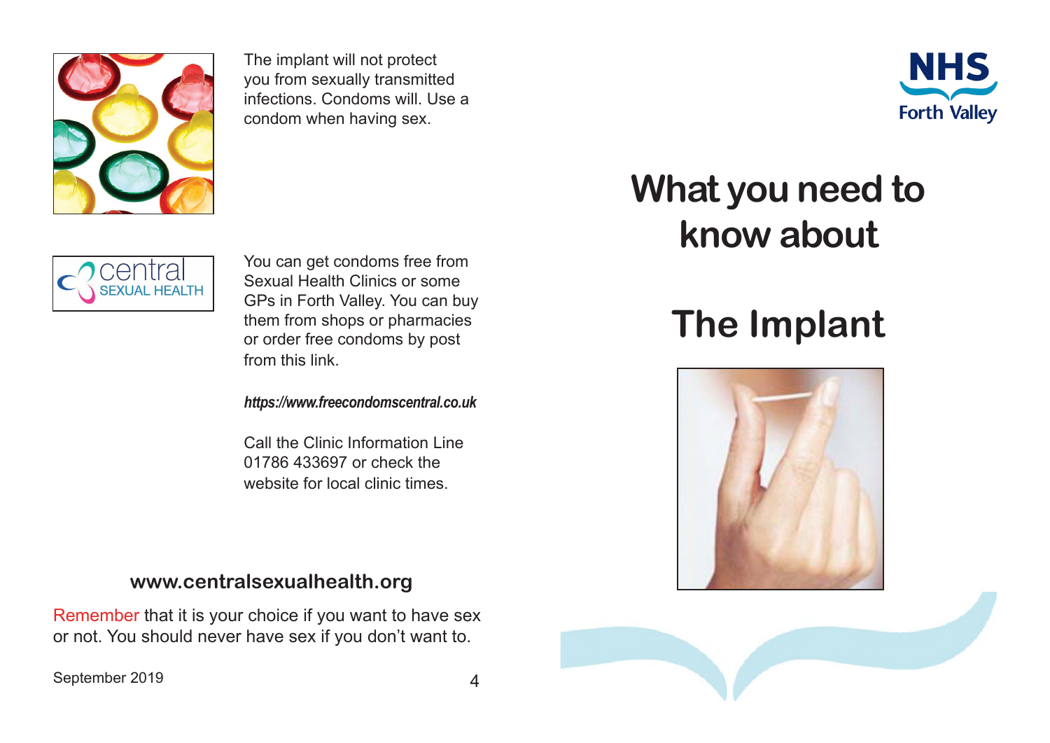The implant will not protect you from sexually transmitted infections. Condoms will. Use a condom when having sex.

You can get condoms free from Sexual Health Clinics or some GPs in Forth Valley. You can buy them from shops or pharmacies or order free condoms by post from this link.

***https://www.freecondomscentral.co.uk***

Call the Clinic Information Line 01786 433697 or check the website for local clinic times.

**www.centralsexualhealth.org**

Remember that it is your choice if you want to have sex or not. You should never have sex if you don't want to.

September 2019

NHS Forth Valley

# What you need to know about

# The Implant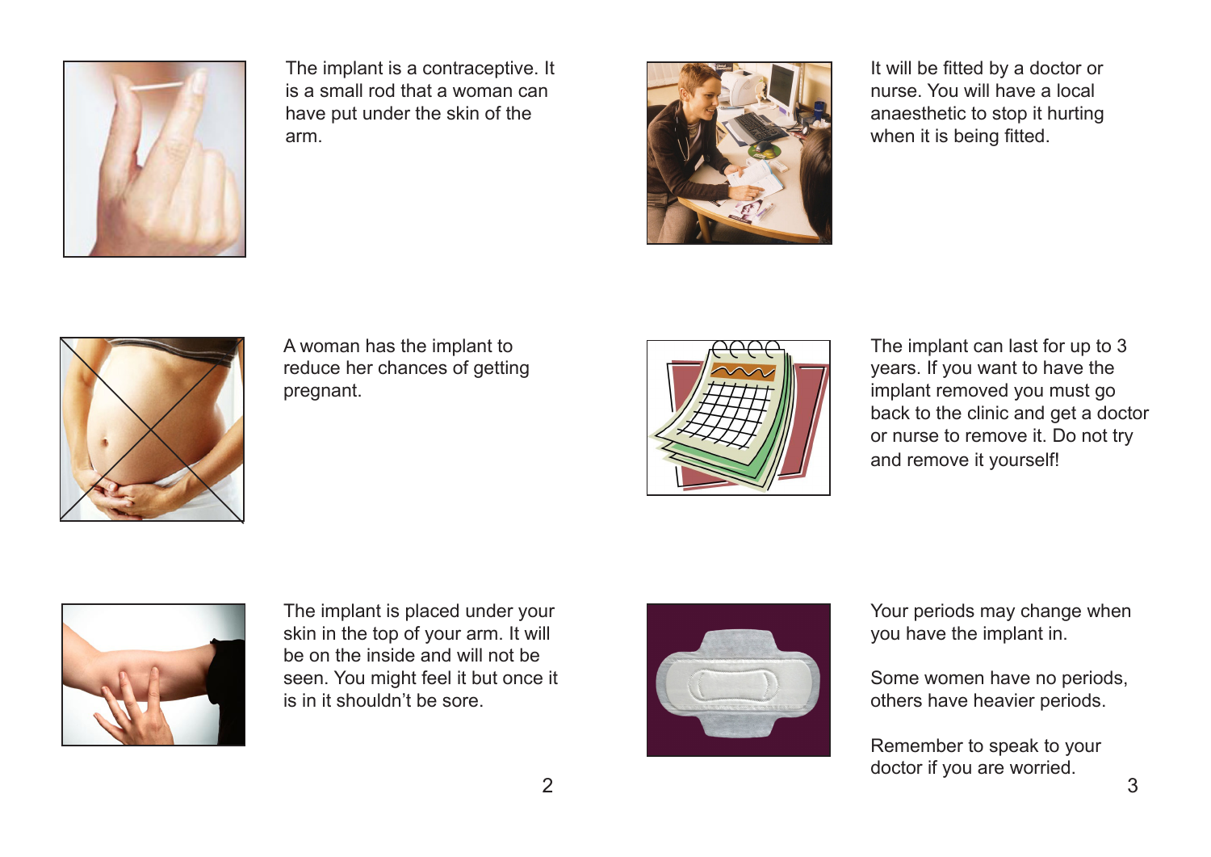The implant is a contraceptive. It is a small rod that a woman can have put under the skin of the arm.

A woman has the implant to reduce her chances of getting pregnant.

The implant is placed under your skin in the top of your arm. It will be on the inside and will not be seen. You might feel it but once it is in it shouldn't be sore.

It will be fitted by a doctor or nurse. You will have a local anaesthetic to stop it hurting when it is being fitted.

The implant can last for up to 3 years. If you want to have the implant removed you must go back to the clinic and get a doctor or nurse to remove it. Do not try and remove it yourself!

Your periods may change when you have the implant in.

Some women have no periods, others have heavier periods.

Remember to speak to your doctor if you are worried.